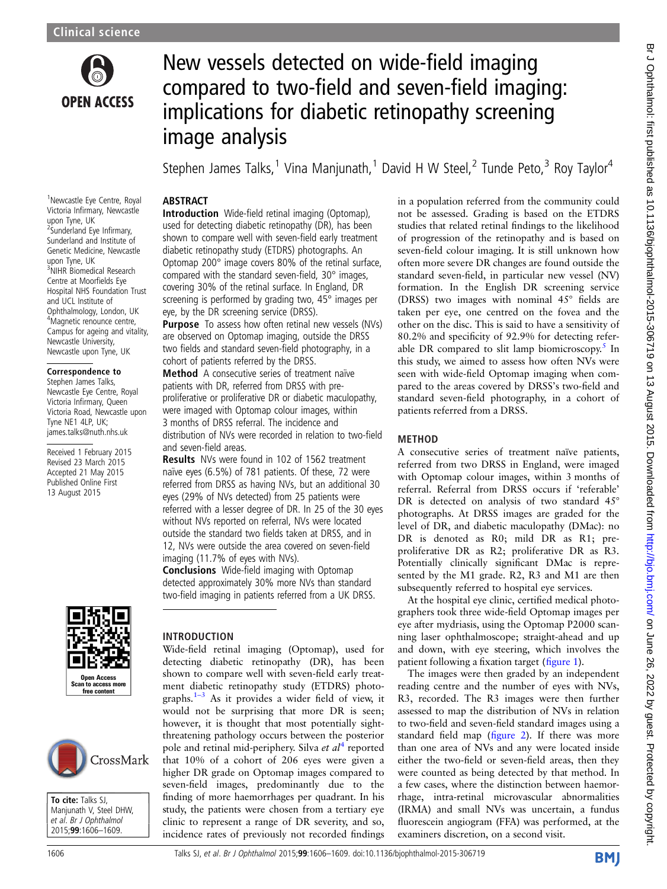Clinical science

OPEN ACCESS

# New vessels detected on wide-field imaging compared to two-field and seven-field imaging: implications for diabetic retinopathy screening image analysis

Stephen James Talks,[1] Vina Manjunath,[1] David H W Steel,[2] Tunde Peto,[3] Roy Taylor[4]

[1]Newcastle Eye Centre, Royal Victoria Infirmary, Newcastle upon Tyne, UK
[2]Sunderland Eye Infirmary, Sunderland and Institute of Genetic Medicine, Newcastle upon Tyne, UK
[3]NIHR Biomedical Research Centre at Moorfields Eye Hospital NHS Foundation Trust and UCL Institute of Ophthalmology, London, UK
[4]Magnetic renounce centre, Campus for ageing and vitality, Newcastle University, Newcastle upon Tyne, UK

**Correspondence to**
Stephen James Talks, Newcastle Eye Centre, Royal Victoria Infirmary, Queen Victoria Road, Newcastle upon Tyne NE1 4LP, UK; james.talks@nuth.nhs.uk

Received 1 February 2015
Revised 23 March 2015
Accepted 21 May 2015
Published Online First 13 August 2015

**To cite:** Talks SJ, Manjunath V, Steel DHW, *et al*. *Br J Ophthalmol* 2015;**99**:1606–1609.

## ABSTRACT

**Introduction** Wide-field retinal imaging (Optomap), used for detecting diabetic retinopathy (DR), has been shown to compare well with seven-field early treatment diabetic retinopathy study (ETDRS) photographs. An Optomap 200° image covers 80% of the retinal surface, compared with the standard seven-field, 30° images, covering 30% of the retinal surface. In England, DR screening is performed by grading two, 45° images per eye, by the DR screening service (DRSS).

**Purpose** To assess how often retinal new vessels (NVs) are observed on Optomap imaging, outside the DRSS two fields and standard seven-field photography, in a cohort of patients referred by the DRSS.

**Method** A consecutive series of treatment naïve patients with DR, referred from DRSS with pre-proliferative or proliferative DR or diabetic maculopathy, were imaged with Optomap colour images, within 3 months of DRSS referral. The incidence and distribution of NVs were recorded in relation to two-field and seven-field areas.

**Results** NVs were found in 102 of 1562 treatment naïve eyes (6.5%) of 781 patients. Of these, 72 were referred from DRSS as having NVs, but an additional 30 eyes (29% of NVs detected) from 25 patients were referred with a lesser degree of DR. In 25 of the 30 eyes without NVs reported on referral, NVs were located outside the standard two fields taken at DRSS, and in 12, NVs were outside the area covered on seven-field imaging (11.7% of eyes with NVs).

**Conclusions** Wide-field imaging with Optomap detected approximately 30% more NVs than standard two-field imaging in patients referred from a UK DRSS.

## INTRODUCTION

Wide-field retinal imaging (Optomap), used for detecting diabetic retinopathy (DR), has been shown to compare well with seven-field early treatment diabetic retinopathy study (ETDRS) photographs.[1–3] As it provides a wider field of view, it would not be surprising that more DR is seen; however, it is thought that most potentially sight-threatening pathology occurs between the posterior pole and retinal mid-periphery. Silva *et al*[4] reported that 10% of a cohort of 206 eyes were given a higher DR grade on Optomap images compared to seven-field images, predominantly due to the finding of more haemorrhages per quadrant. In his study, the patients were chosen from a tertiary eye clinic to represent a range of DR severity, and so, incidence rates of previously not recorded findings in a population referred from the community could not be assessed. Grading is based on the ETDRS studies that related retinal findings to the likelihood of progression of the retinopathy and is based on seven-field colour imaging. It is still unknown how often more severe DR changes are found outside the standard seven-field, in particular new vessel (NV) formation. In the English DR screening service (DRSS) two images with nominal 45° fields are taken per eye, one centred on the fovea and the other on the disc. This is said to have a sensitivity of 80.2% and specificity of 92.9% for detecting referable DR compared to slit lamp biomicroscopy.[5] In this study, we aimed to assess how often NVs were seen with wide-field Optomap imaging when compared to the areas covered by DRSS's two-field and standard seven-field photography, in a cohort of patients referred from a DRSS.

## METHOD

A consecutive series of treatment naïve patients, referred from two DRSS in England, were imaged with Optomap colour images, within 3 months of referral. Referral from DRSS occurs if 'referable' DR is detected on analysis of two standard 45° photographs. At DRSS images are graded for the level of DR, and diabetic maculopathy (DMac): no DR is denoted as R0; mild DR as R1; pre-proliferative DR as R2; proliferative DR as R3. Potentially clinically significant DMac is represented by the M1 grade. R2, R3 and M1 are then subsequently referred to hospital eye services.

At the hospital eye clinic, certified medical photographers took three wide-field Optomap images per eye after mydriasis, using the Optomap P2000 scanning laser ophthalmoscope; straight-ahead and up and down, with eye steering, which involves the patient following a fixation target (figure 1).

The images were then graded by an independent reading centre and the number of eyes with NVs, R3, recorded. The R3 images were then further assessed to map the distribution of NVs in relation to two-field and seven-field standard images using a standard field map (figure 2). If there was more than one area of NVs and any were located inside either the two-field or seven-field areas, then they were counted as being detected by that method. In a few cases, where the distinction between haemorrhage, intra-retinal microvascular abnormalities (IRMA) and small NVs was uncertain, a fundus fluorescein angiogram (FFA) was performed, at the examiners discretion, on a second visit.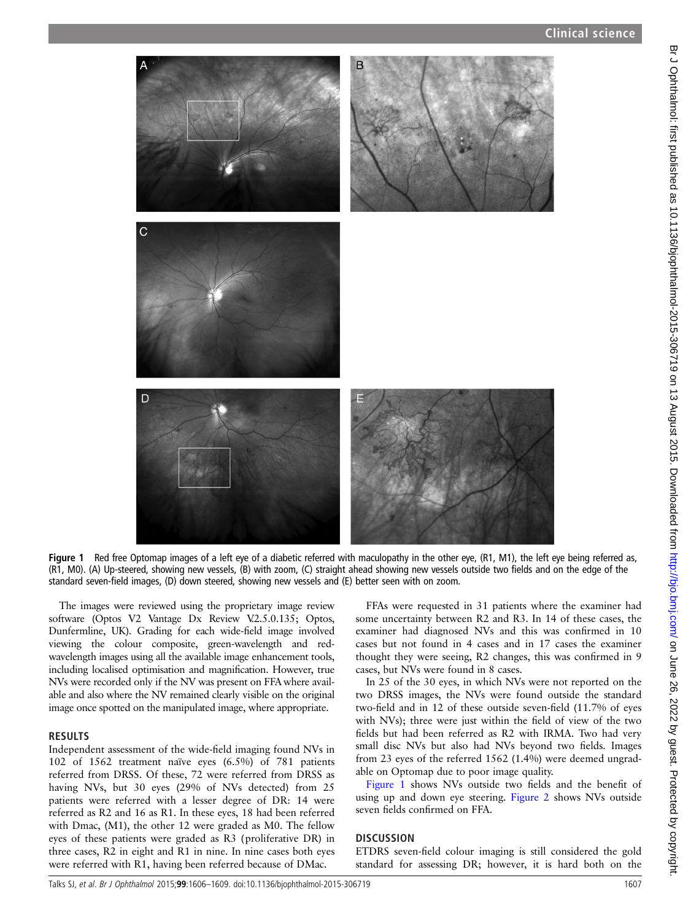Figure 1 Red free Optomap images of a left eye of a diabetic referred with maculopathy in the other eye, (R1, M1), the left eye being referred as, (R1, M0). (A) Up-steered, showing new vessels, (B) with zoom, (C) straight ahead showing new vessels outside two fields and on the edge of the standard seven-field images, (D) down steered, showing new vessels and (E) better seen with on zoom.

The images were reviewed using the proprietary image review software (Optos V2 Vantage Dx Review V.2.5.0.135; Optos, Dunfermline, UK). Grading for each wide-field image involved viewing the colour composite, green-wavelength and red-wavelength images using all the available image enhancement tools, including localised optimisation and magnification. However, true NVs were recorded only if the NV was present on FFA where available and also where the NV remained clearly visible on the original image once spotted on the manipulated image, where appropriate.

## RESULTS

Independent assessment of the wide-field imaging found NVs in 102 of 1562 treatment naïve eyes (6.5%) of 781 patients referred from DRSS. Of these, 72 were referred from DRSS as having NVs, but 30 eyes (29% of NVs detected) from 25 patients were referred with a lesser degree of DR: 14 were referred as R2 and 16 as R1. In these eyes, 18 had been referred with Dmac, (M1), the other 12 were graded as M0. The fellow eyes of these patients were graded as R3 (proliferative DR) in three cases, R2 in eight and R1 in nine. In nine cases both eyes were referred with R1, having been referred because of DMac.

FFAs were requested in 31 patients where the examiner had some uncertainty between R2 and R3. In 14 of these cases, the examiner had diagnosed NVs and this was confirmed in 10 cases but not found in 4 cases and in 17 cases the examiner thought they were seeing, R2 changes, this was confirmed in 9 cases, but NVs were found in 8 cases.

In 25 of the 30 eyes, in which NVs were not reported on the two DRSS images, the NVs were found outside the standard two-field and in 12 of these outside seven-field (11.7% of eyes with NVs); three were just within the field of view of the two fields but had been referred as R2 with IRMA. Two had very small disc NVs but also had NVs beyond two fields. Images from 23 eyes of the referred 1562 (1.4%) were deemed ungradable on Optomap due to poor image quality.

Figure 1 shows NVs outside two fields and the benefit of using up and down eye steering. Figure 2 shows NVs outside seven fields confirmed on FFA.

## DISCUSSION

ETDRS seven-field colour imaging is still considered the gold standard for assessing DR; however, it is hard both on the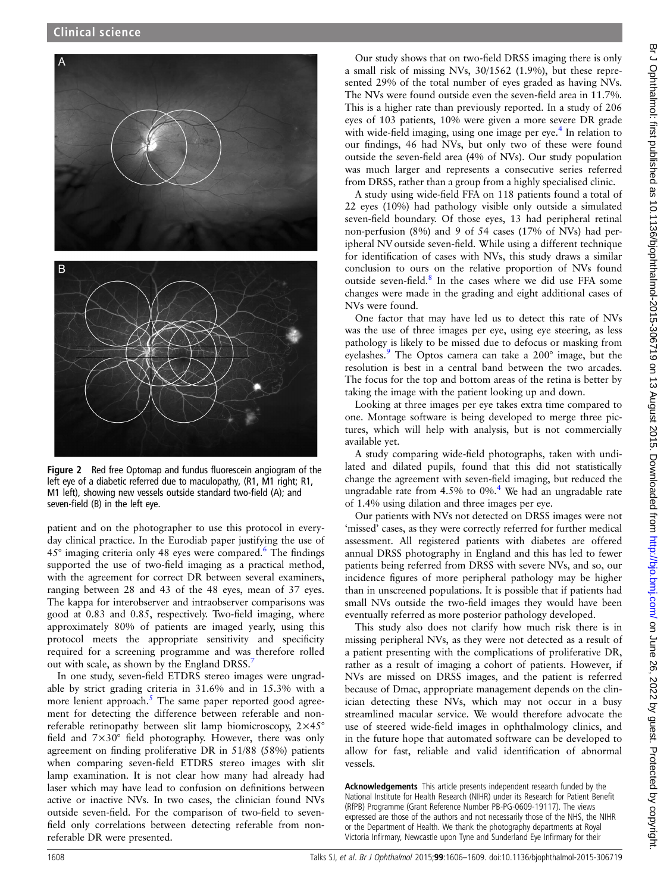Figure 2 Red free Optomap and fundus fluorescein angiogram of the left eye of a diabetic referred due to maculopathy, (R1, M1 right; R1, M1 left), showing new vessels outside standard two-field (A); and seven-field (B) in the left eye.

patient and on the photographer to use this protocol in everyday clinical practice. In the Eurodiab paper justifying the use of 45° imaging criteria only 48 eyes were compared.[6] The findings supported the use of two-field imaging as a practical method, with the agreement for correct DR between several examiners, ranging between 28 and 43 of the 48 eyes, mean of 37 eyes. The kappa for interobserver and intraobserver comparisons was good at 0.83 and 0.85, respectively. Two-field imaging, where approximately 80% of patients are imaged yearly, using this protocol meets the appropriate sensitivity and specificity required for a screening programme and was therefore rolled out with scale, as shown by the England DRSS.[7]

In one study, seven-field ETDRS stereo images were ungradable by strict grading criteria in 31.6% and in 15.3% with a more lenient approach.[5] The same paper reported good agreement for detecting the difference between referable and non-referable retinopathy between slit lamp biomicroscopy, 2×45° field and 7×30° field photography. However, there was only agreement on finding proliferative DR in 51/88 (58%) patients when comparing seven-field ETDRS stereo images with slit lamp examination. It is not clear how many had already had laser which may have led to confusion on definitions between active or inactive NVs. In two cases, the clinician found NVs outside seven-field. For the comparison of two-field to seven-field only correlations between detecting referable from non-referable DR were presented.

Our study shows that on two-field DRSS imaging there is only a small risk of missing NVs, 30/1562 (1.9%), but these represented 29% of the total number of eyes graded as having NVs. The NVs were found outside even the seven-field area in 11.7%. This is a higher rate than previously reported. In a study of 206 eyes of 103 patients, 10% were given a more severe DR grade with wide-field imaging, using one image per eye.[4] In relation to our findings, 46 had NVs, but only two of these were found outside the seven-field area (4% of NVs). Our study population was much larger and represents a consecutive series referred from DRSS, rather than a group from a highly specialised clinic.

A study using wide-field FFA on 118 patients found a total of 22 eyes (10%) had pathology visible only outside a simulated seven-field boundary. Of those eyes, 13 had peripheral retinal non-perfusion (8%) and 9 of 54 cases (17% of NVs) had peripheral NV outside seven-field. While using a different technique for identification of cases with NVs, this study draws a similar conclusion to ours on the relative proportion of NVs found outside seven-field.[8] In the cases where we did use FFA some changes were made in the grading and eight additional cases of NVs were found.

One factor that may have led us to detect this rate of NVs was the use of three images per eye, using eye steering, as less pathology is likely to be missed due to defocus or masking from eyelashes.[9] The Optos camera can take a 200° image, but the resolution is best in a central band between the two arcades. The focus for the top and bottom areas of the retina is better by taking the image with the patient looking up and down.

Looking at three images per eye takes extra time compared to one. Montage software is being developed to merge three pictures, which will help with analysis, but is not commercially available yet.

A study comparing wide-field photographs, taken with undilated and dilated pupils, found that this did not statistically change the agreement with seven-field imaging, but reduced the ungradable rate from 4.5% to 0%.[4] We had an ungradable rate of 1.4% using dilation and three images per eye.

Our patients with NVs not detected on DRSS images were not 'missed' cases, as they were correctly referred for further medical assessment. All registered patients with diabetes are offered annual DRSS photography in England and this has led to fewer patients being referred from DRSS with severe NVs, and so, our incidence figures of more peripheral pathology may be higher than in unscreened populations. It is possible that if patients had small NVs outside the two-field images they would have been eventually referred as more posterior pathology developed.

This study also does not clarify how much risk there is in missing peripheral NVs, as they were not detected as a result of a patient presenting with the complications of proliferative DR, rather as a result of imaging a cohort of patients. However, if NVs are missed on DRSS images, and the patient is referred because of Dmac, appropriate management depends on the clinician detecting these NVs, which may not occur in a busy streamlined macular service. We would therefore advocate the use of steered wide-field images in ophthalmology clinics, and in the future hope that automated software can be developed to allow for fast, reliable and valid identification of abnormal vessels.

**Acknowledgements** This article presents independent research funded by the National Institute for Health Research (NIHR) under its Research for Patient Benefit (RfPB) Programme (Grant Reference Number PB-PG-0609-19117). The views expressed are those of the authors and not necessarily those of the NHS, the NIHR or the Department of Health. We thank the photography departments at Royal Victoria Infirmary, Newcastle upon Tyne and Sunderland Eye Infirmary for their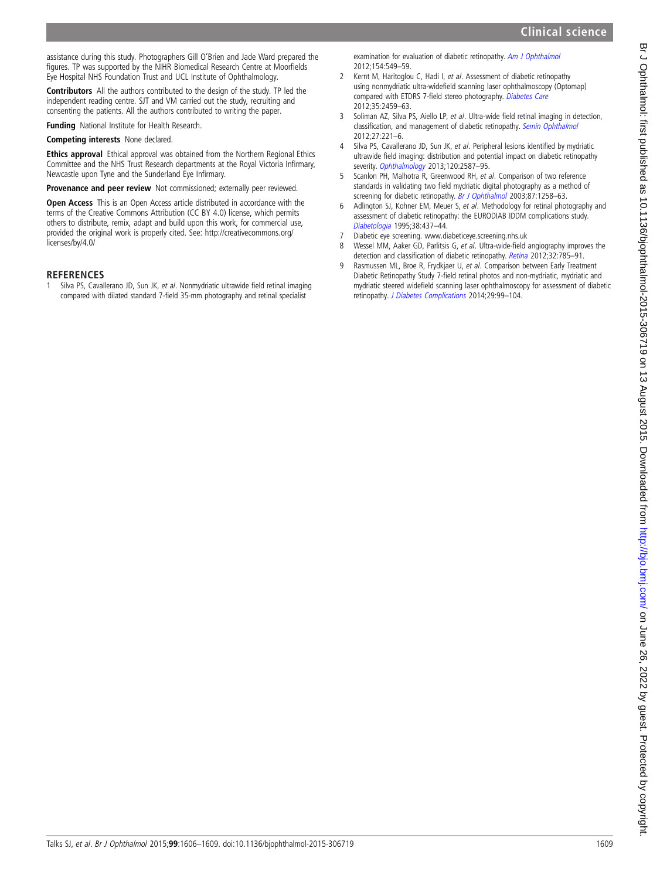assistance during this study. Photographers Gill O'Brien and Jade Ward prepared the figures. TP was supported by the NIHR Biomedical Research Centre at Moorfields Eye Hospital NHS Foundation Trust and UCL Institute of Ophthalmology.

**Contributors** All the authors contributed to the design of the study. TP led the independent reading centre. SJT and VM carried out the study, recruiting and consenting the patients. All the authors contributed to writing the paper.

**Funding** National Institute for Health Research.

**Competing interests** None declared.

**Ethics approval** Ethical approval was obtained from the Northern Regional Ethics Committee and the NHS Trust Research departments at the Royal Victoria Infirmary, Newcastle upon Tyne and the Sunderland Eye Infirmary.

**Provenance and peer review** Not commissioned; externally peer reviewed.

**Open Access** This is an Open Access article distributed in accordance with the terms of the Creative Commons Attribution (CC BY 4.0) license, which permits others to distribute, remix, adapt and build upon this work, for commercial use, provided the original work is properly cited. See: http://creativecommons.org/licenses/by/4.0/

## REFERENCES

1. Silva PS, Cavallerano JD, Sun JK, *et al*. Nonmydriatic ultrawide field retinal imaging compared with dilated standard 7-field 35-mm photography and retinal specialist examination for evaluation of diabetic retinopathy. *Am J Ophthalmol* 2012;154:549–59.
2. Kernt M, Haritoglou C, Hadi I, *et al*. Assessment of diabetic retinopathy using nonmydriatic ultra-widefield scanning laser ophthalmoscopy (Optomap) compared with ETDRS 7-field stereo photography. *Diabetes Care* 2012;35:2459–63.
3. Soliman AZ, Silva PS, Aiello LP, *et al*. Ultra-wide field retinal imaging in detection, classification, and management of diabetic retinopathy. *Semin Ophthalmol* 2012;27:221–6.
4. Silva PS, Cavallerano JD, Sun JK, *et al*. Peripheral lesions identified by mydriatic ultrawide field imaging: distribution and potential impact on diabetic retinopathy severity. *Ophthalmology* 2013;120:2587–95.
5. Scanlon PH, Malhotra R, Greenwood RH, *et al*. Comparison of two reference standards in validating two field mydriatic digital photography as a method of screening for diabetic retinopathy. *Br J Ophthalmol* 2003;87:1258–63.
6. Adlington SJ, Kohner EM, Meuer S, *et al*. Methodology for retinal photography and assessment of diabetic retinopathy: the EURODIAB IDDM complications study. *Diabetologia* 1995;38:437–44.
7. Diabetic eye screening. www.diabeticeye.screening.nhs.uk
8. Wessel MM, Aaker GD, Parlitsis G, *et al*. Ultra-wide-field angiography improves the detection and classification of diabetic retinopathy. *Retina* 2012;32:785–91.
9. Rasmussen ML, Broe R, Frydkjaer U, *et al*. Comparison between Early Treatment Diabetic Retinopathy Study 7-field retinal photos and non-mydriatic, mydriatic and mydriatic steered widefield scanning laser ophthalmoscopy for assessment of diabetic retinopathy. *J Diabetes Complications* 2014;29:99–104.